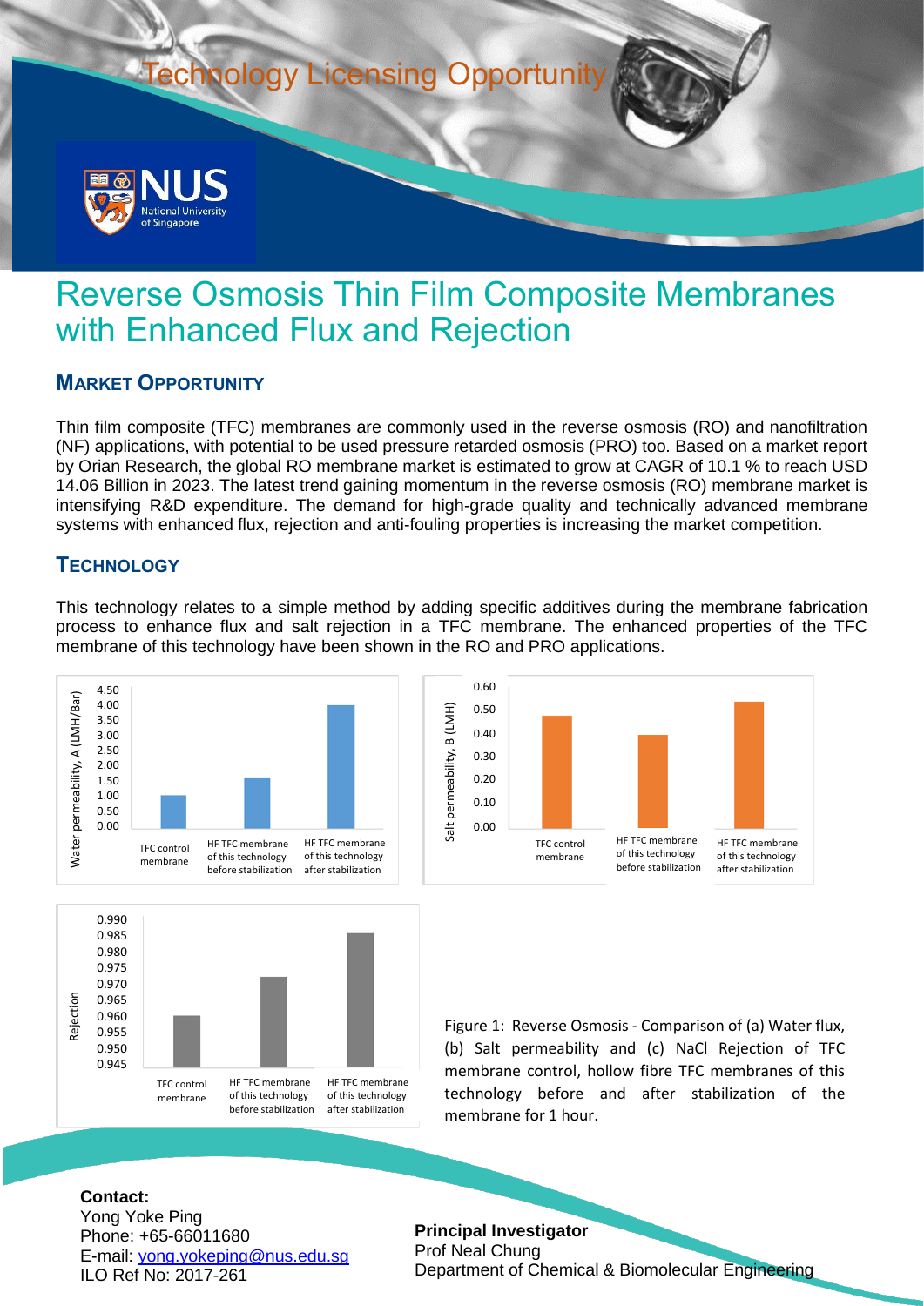Technology Licensing Opportunity

# Reverse Osmosis Thin Film Composite Membranes with Enhanced Flux and Rejection

## MARKET OPPORTUNITY

Thin film composite (TFC) membranes are commonly used in the reverse osmosis (RO) and nanofiltration (NF) applications, with potential to be used pressure retarded osmosis (PRO) too. Based on a market report by Orian Research, the global RO membrane market is estimated to grow at CAGR of 10.1 % to reach USD 14.06 Billion in 2023. The latest trend gaining momentum in the reverse osmosis (RO) membrane market is intensifying R&D expenditure. The demand for high-grade quality and technically advanced membrane systems with enhanced flux, rejection and anti-fouling properties is increasing the market competition.

## TECHNOLOGY

This technology relates to a simple method by adding specific additives during the membrane fabrication process to enhance flux and salt rejection in a TFC membrane. The enhanced properties of the TFC membrane of this technology have been shown in the RO and PRO applications.

Figure 1: Reverse Osmosis - Comparison of (a) Water flux, (b) Salt permeability and (c) NaCl Rejection of TFC membrane control, hollow fibre TFC membranes of this technology before and after stabilization of the membrane for 1 hour.

**Contact:**
Yong Yoke Ping
Phone: +65-66011680
E-mail: yong.yokeping@nus.edu.sg
ILO Ref No: 2017-261

**Principal Investigator**
Prof Neal Chung
Department of Chemical & Biomolecular Engineering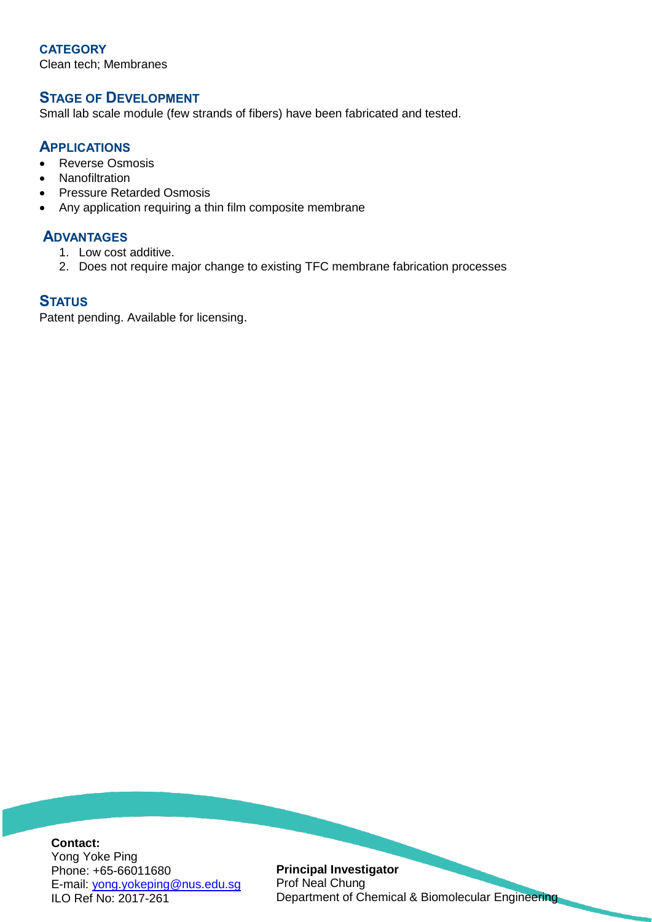### CATEGORY

Clean tech; Membranes

### STAGE OF DEVELOPMENT

Small lab scale module (few strands of fibers) have been fabricated and tested.

### APPLICATIONS

- Reverse Osmosis
- Nanofiltration
- Pressure Retarded Osmosis
- Any application requiring a thin film composite membrane

### ADVANTAGES

1. Low cost additive.
2. Does not require major change to existing TFC membrane fabrication processes

### STATUS

Patent pending. Available for licensing.

**Contact:**
Yong Yoke Ping
Phone: +65-66011680
E-mail: yong.yokeping@nus.edu.sg
ILO Ref No: 2017-261

**Principal Investigator**
Prof Neal Chung
Department of Chemical & Biomolecular Engineering